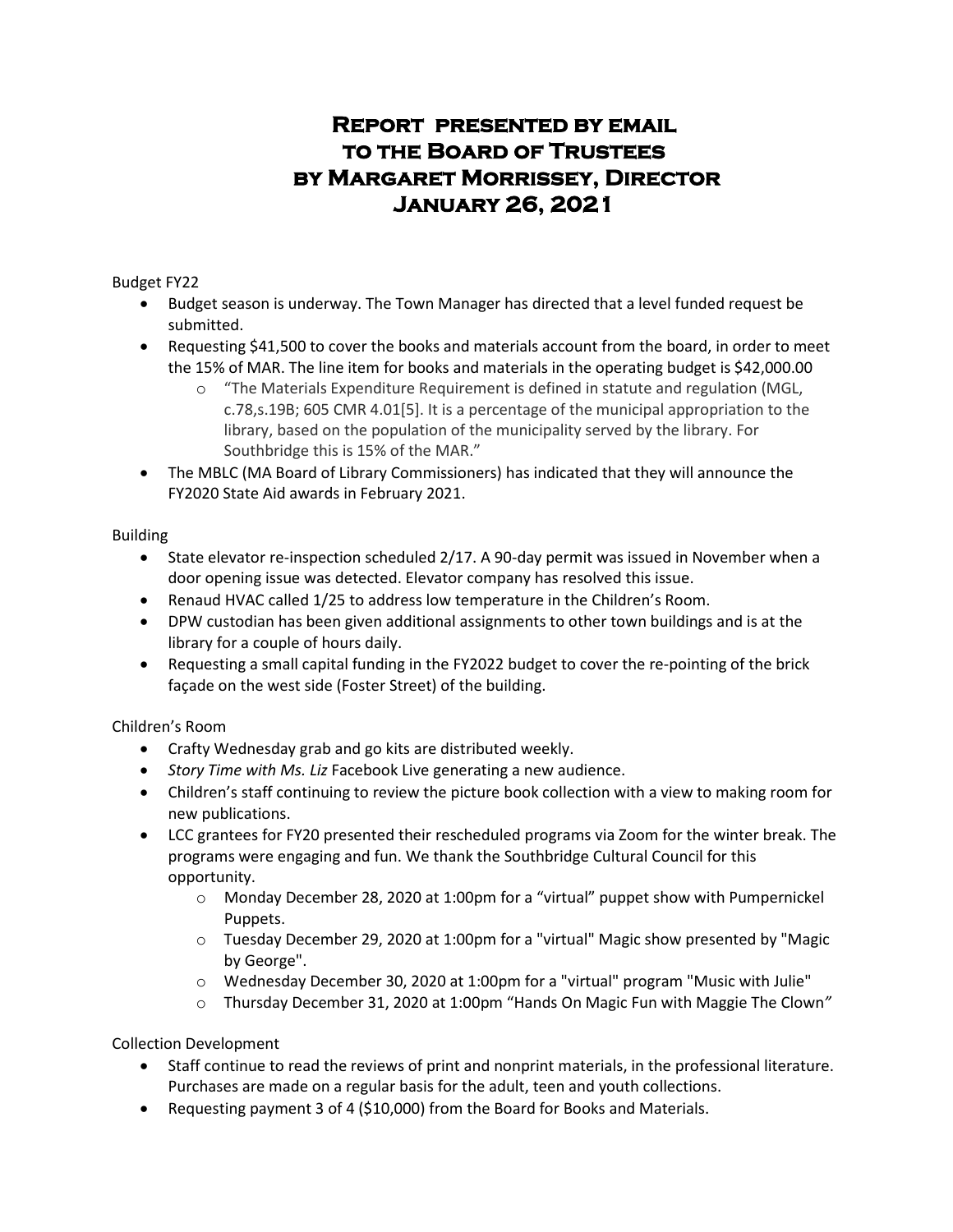# Report presented by email to the Board of Trustees by Margaret Morrissey, Director January 26, 2021

Budget FY22

- Budget season is underway. The Town Manager has directed that a level funded request be submitted.
- Requesting $41,500 to cover the books and materials account from the board, in order to meet the 15% of MAR. The line item for books and materials in the operating budget is $42,000.00
  - "The Materials Expenditure Requirement is defined in statute and regulation (MGL, c.78,s.19B; 605 CMR 4.01[5]. It is a percentage of the municipal appropriation to the library, based on the population of the municipality served by the library. For Southbridge this is 15% of the MAR."
- The MBLC (MA Board of Library Commissioners) has indicated that they will announce the FY2020 State Aid awards in February 2021.

Building

- State elevator re-inspection scheduled 2/17. A 90-day permit was issued in November when a door opening issue was detected. Elevator company has resolved this issue.
- Renaud HVAC called 1/25 to address low temperature in the Children's Room.
- DPW custodian has been given additional assignments to other town buildings and is at the library for a couple of hours daily.
- Requesting a small capital funding in the FY2022 budget to cover the re-pointing of the brick façade on the west side (Foster Street) of the building.

Children's Room

- Crafty Wednesday grab and go kits are distributed weekly.
- *Story Time with Ms. Liz* Facebook Live generating a new audience.
- Children's staff continuing to review the picture book collection with a view to making room for new publications.
- LCC grantees for FY20 presented their rescheduled programs via Zoom for the winter break. The programs were engaging and fun. We thank the Southbridge Cultural Council for this opportunity.
  - Monday December 28, 2020 at 1:00pm for a "virtual" puppet show with Pumpernickel Puppets.
  - Tuesday December 29, 2020 at 1:00pm for a "virtual" Magic show presented by "Magic by George".
  - Wednesday December 30, 2020 at 1:00pm for a "virtual" program "Music with Julie"
  - Thursday December 31, 2020 at 1:00pm "Hands On Magic Fun with Maggie The Clown"

Collection Development

- Staff continue to read the reviews of print and nonprint materials, in the professional literature. Purchases are made on a regular basis for the adult, teen and youth collections.
- Requesting payment 3 of 4 ($10,000) from the Board for Books and Materials.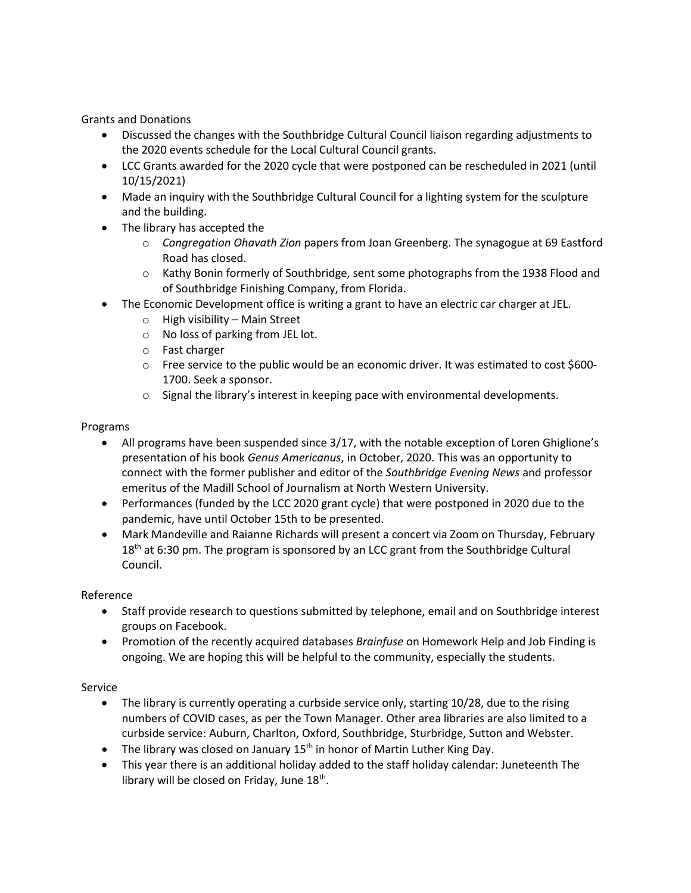Grants and Donations

- Discussed the changes with the Southbridge Cultural Council liaison regarding adjustments to the 2020 events schedule for the Local Cultural Council grants.
- LCC Grants awarded for the 2020 cycle that were postponed can be rescheduled in 2021 (until 10/15/2021)
- Made an inquiry with the Southbridge Cultural Council for a lighting system for the sculpture and the building.
- The library has accepted the
  - *Congregation Ohavath Zion* papers from Joan Greenberg. The synagogue at 69 Eastford Road has closed.
  - Kathy Bonin formerly of Southbridge, sent some photographs from the 1938 Flood and of Southbridge Finishing Company, from Florida.
- The Economic Development office is writing a grant to have an electric car charger at JEL.
  - High visibility – Main Street
  - No loss of parking from JEL lot.
  - Fast charger
  - Free service to the public would be an economic driver. It was estimated to cost $600-1700. Seek a sponsor.
  - Signal the library's interest in keeping pace with environmental developments.

Programs

- All programs have been suspended since 3/17, with the notable exception of Loren Ghiglione's presentation of his book *Genus Americanus*, in October, 2020. This was an opportunity to connect with the former publisher and editor of the *Southbridge Evening News* and professor emeritus of the Madill School of Journalism at North Western University.
- Performances (funded by the LCC 2020 grant cycle) that were postponed in 2020 due to the pandemic, have until October 15th to be presented.
- Mark Mandeville and Raianne Richards will present a concert via Zoom on Thursday, February 18th at 6:30 pm. The program is sponsored by an LCC grant from the Southbridge Cultural Council.

Reference

- Staff provide research to questions submitted by telephone, email and on Southbridge interest groups on Facebook.
- Promotion of the recently acquired databases *Brainfuse* on Homework Help and Job Finding is ongoing. We are hoping this will be helpful to the community, especially the students.

Service

- The library is currently operating a curbside service only, starting 10/28, due to the rising numbers of COVID cases, as per the Town Manager. Other area libraries are also limited to a curbside service: Auburn, Charlton, Oxford, Southbridge, Sturbridge, Sutton and Webster.
- The library was closed on January 15th in honor of Martin Luther King Day.
- This year there is an additional holiday added to the staff holiday calendar: Juneteenth The library will be closed on Friday, June 18th.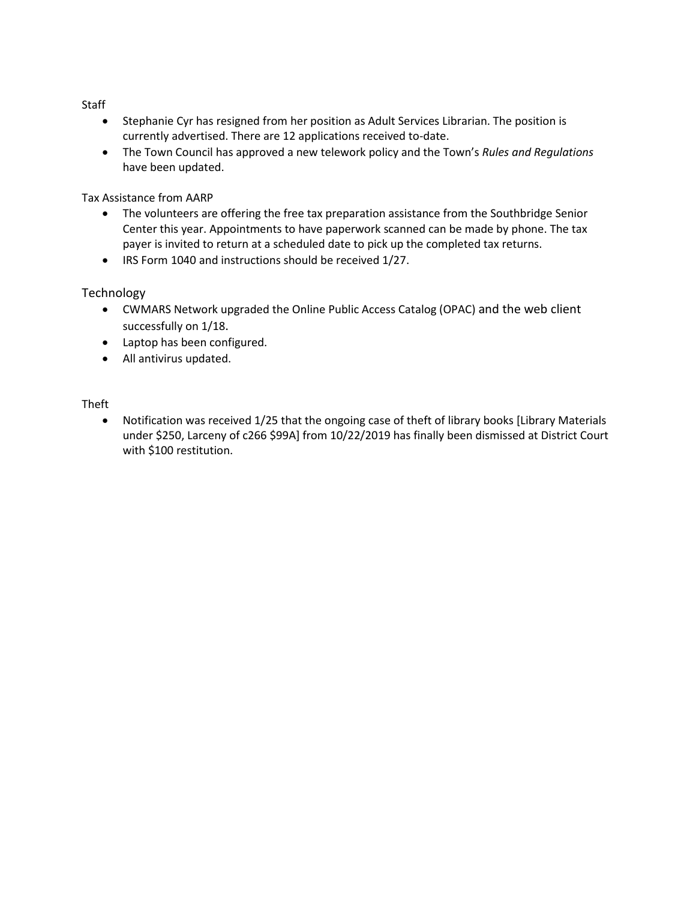Staff

- Stephanie Cyr has resigned from her position as Adult Services Librarian. The position is currently advertised. There are 12 applications received to-date.
- The Town Council has approved a new telework policy and the Town's *Rules and Regulations* have been updated.

Tax Assistance from AARP

- The volunteers are offering the free tax preparation assistance from the Southbridge Senior Center this year. Appointments to have paperwork scanned can be made by phone. The tax payer is invited to return at a scheduled date to pick up the completed tax returns.
- IRS Form 1040 and instructions should be received 1/27.

Technology

- CWMARS Network upgraded the Online Public Access Catalog (OPAC) and the web client successfully on 1/18.
- Laptop has been configured.
- All antivirus updated.

Theft

- Notification was received 1/25 that the ongoing case of theft of library books [Library Materials under $250, Larceny of c266 $99A] from 10/22/2019 has finally been dismissed at District Court with $100 restitution.